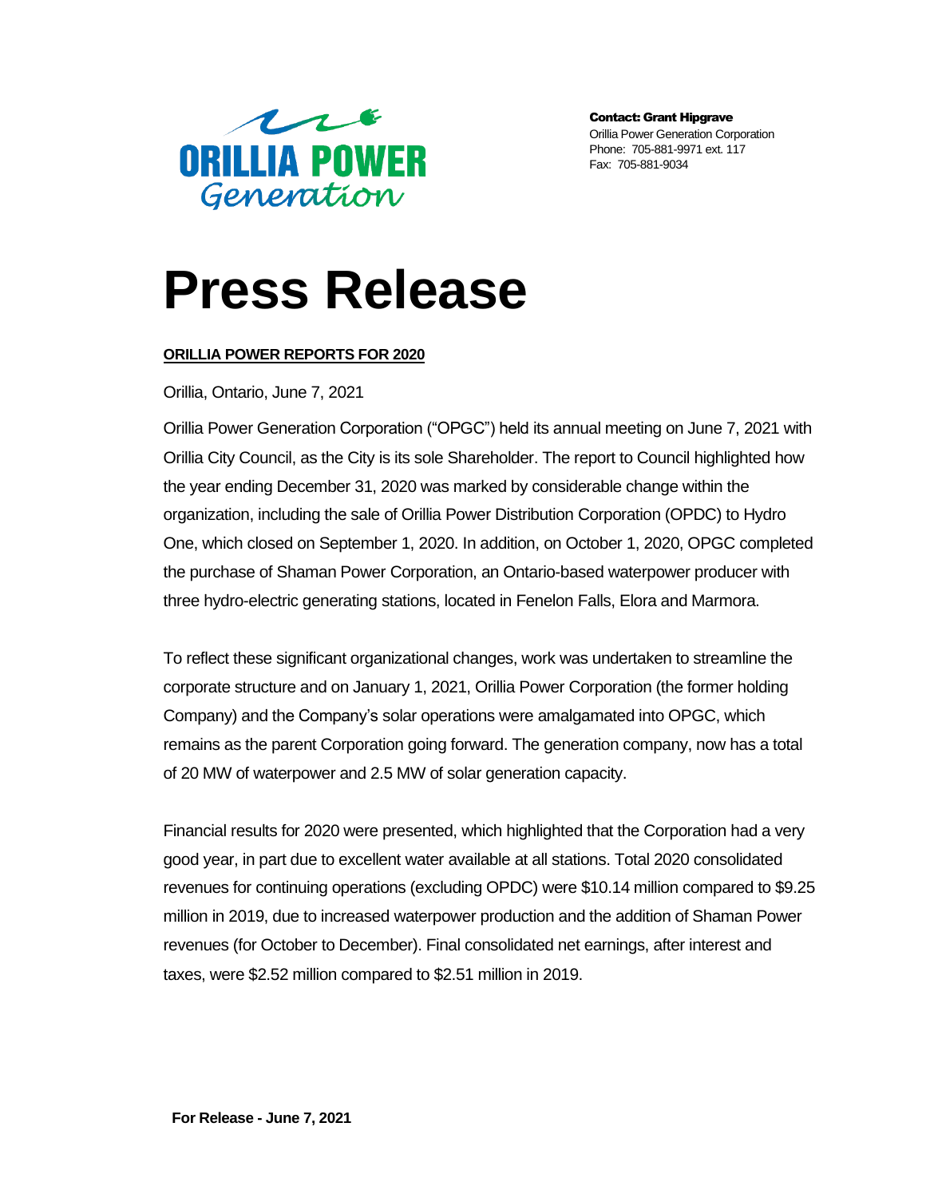ORILLIA POWER
*Generation*

**Contact: Grant Hipgrave**
Orillia Power Generation Corporation
Phone: 705-881-9971 ext. 117
Fax: 705-881-9034

# Press Release

**ORILLIA POWER REPORTS FOR 2020**

Orillia, Ontario, June 7, 2021

Orillia Power Generation Corporation ("OPGC") held its annual meeting on June 7, 2021 with Orillia City Council, as the City is its sole Shareholder. The report to Council highlighted how the year ending December 31, 2020 was marked by considerable change within the organization, including the sale of Orillia Power Distribution Corporation (OPDC) to Hydro One, which closed on September 1, 2020. In addition, on October 1, 2020, OPGC completed the purchase of Shaman Power Corporation, an Ontario-based waterpower producer with three hydro-electric generating stations, located in Fenelon Falls, Elora and Marmora.

To reflect these significant organizational changes, work was undertaken to streamline the corporate structure and on January 1, 2021, Orillia Power Corporation (the former holding Company) and the Company's solar operations were amalgamated into OPGC, which remains as the parent Corporation going forward. The generation company, now has a total of 20 MW of waterpower and 2.5 MW of solar generation capacity.

Financial results for 2020 were presented, which highlighted that the Corporation had a very good year, in part due to excellent water available at all stations. Total 2020 consolidated revenues for continuing operations (excluding OPDC) were $10.14 million compared to $9.25 million in 2019, due to increased waterpower production and the addition of Shaman Power revenues (for October to December). Final consolidated net earnings, after interest and taxes, were $2.52 million compared to $2.51 million in 2019.

**For Release - June 7, 2021**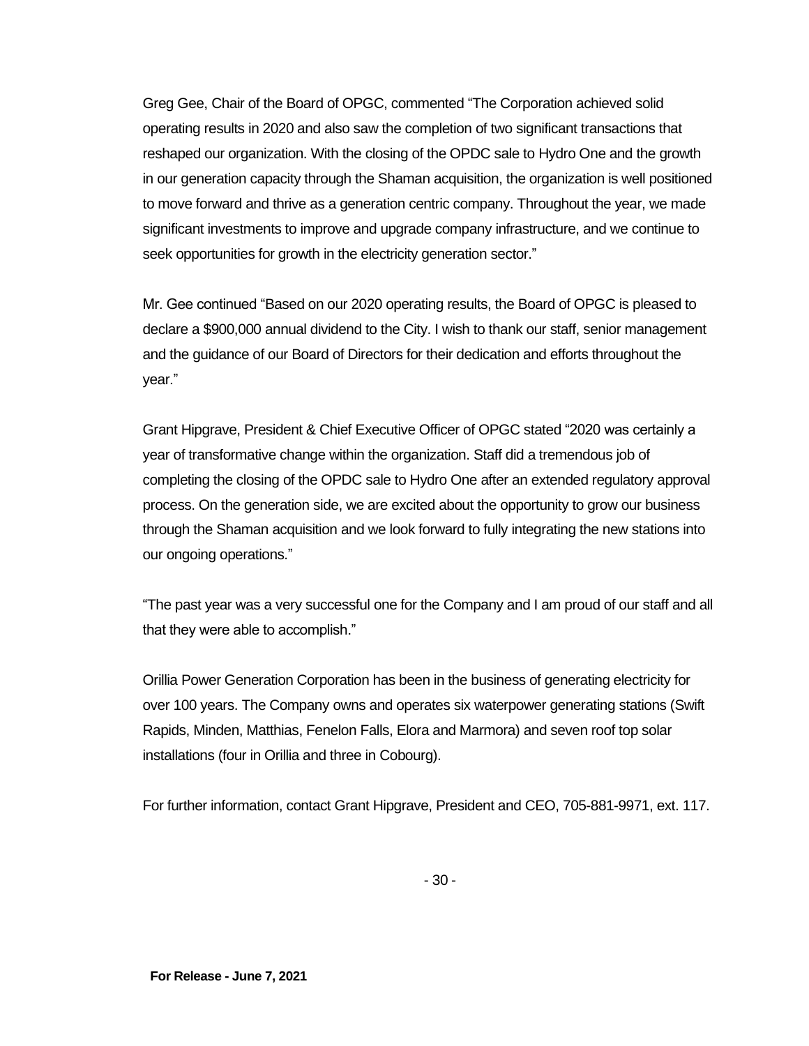Greg Gee, Chair of the Board of OPGC, commented "The Corporation achieved solid operating results in 2020 and also saw the completion of two significant transactions that reshaped our organization. With the closing of the OPDC sale to Hydro One and the growth in our generation capacity through the Shaman acquisition, the organization is well positioned to move forward and thrive as a generation centric company. Throughout the year, we made significant investments to improve and upgrade company infrastructure, and we continue to seek opportunities for growth in the electricity generation sector."

Mr. Gee continued "Based on our 2020 operating results, the Board of OPGC is pleased to declare a $900,000 annual dividend to the City. I wish to thank our staff, senior management and the guidance of our Board of Directors for their dedication and efforts throughout the year."

Grant Hipgrave, President & Chief Executive Officer of OPGC stated "2020 was certainly a year of transformative change within the organization. Staff did a tremendous job of completing the closing of the OPDC sale to Hydro One after an extended regulatory approval process. On the generation side, we are excited about the opportunity to grow our business through the Shaman acquisition and we look forward to fully integrating the new stations into our ongoing operations."

"The past year was a very successful one for the Company and I am proud of our staff and all that they were able to accomplish."

Orillia Power Generation Corporation has been in the business of generating electricity for over 100 years. The Company owns and operates six waterpower generating stations (Swift Rapids, Minden, Matthias, Fenelon Falls, Elora and Marmora) and seven roof top solar installations (four in Orillia and three in Cobourg).

For further information, contact Grant Hipgrave, President and CEO, 705-881-9971, ext. 117.

- 30 -

**For Release - June 7, 2021**